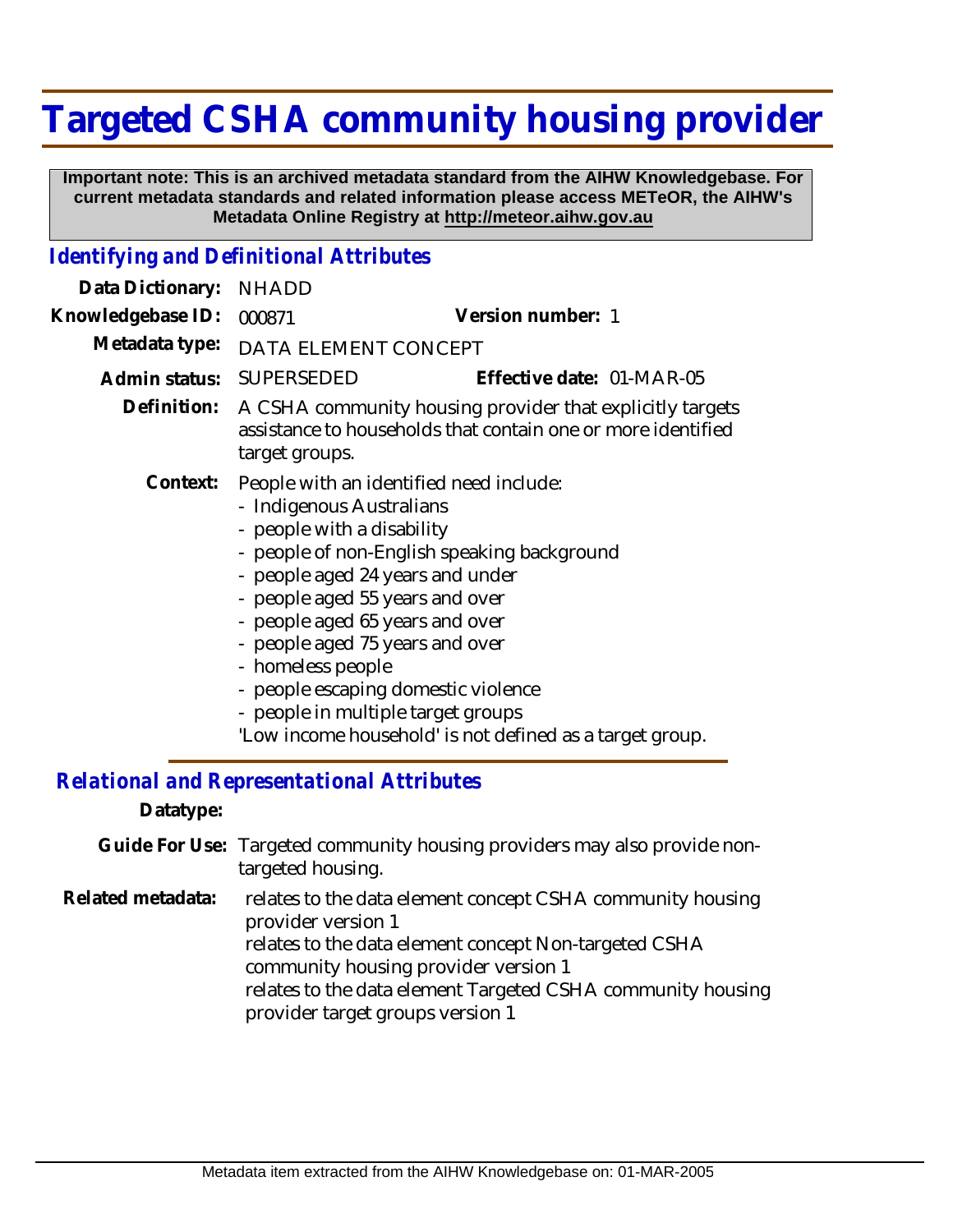# Targeted CSHA community housing provider

**Important note: This is an archived metadata standard from the AIHW Knowledgebase. For current metadata standards and related information please access METeOR, the AIHW's Metadata Online Registry at http://meteor.aihw.gov.au**

## *Identifying and Definitional Attributes*

**Data Dictionary:** NHADD

**Knowledgebase ID:** 000871 **Version number:** 1

**Metadata type:** DATA ELEMENT CONCEPT

**Admin status:** SUPERSEDED **Effective date:** 01-MAR-05

**Definition:** A CSHA community housing provider that explicitly targets assistance to households that contain one or more identified target groups.

**Context:** People with an identified need include:

- Indigenous Australians
- people with a disability
- people of non-English speaking background
- people aged 24 years and under
- people aged 55 years and over
- people aged 65 years and over
- people aged 75 years and over
- homeless people
- people escaping domestic violence
- people in multiple target groups

'Low income household' is not defined as a target group.

## *Relational and Representational Attributes*

**Datatype:**

**Guide For Use:** Targeted community housing providers may also provide non-targeted housing.

**Related metadata:** relates to the data element concept CSHA community housing provider version 1
relates to the data element concept Non-targeted CSHA community housing provider version 1
relates to the data element Targeted CSHA community housing provider target groups version 1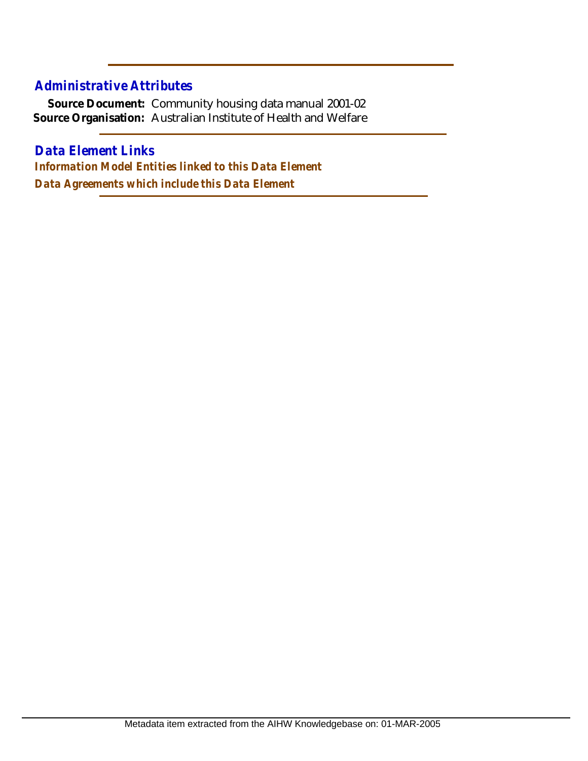## Administrative Attributes

**Source Document:** Community housing data manual 2001-02
**Source Organisation:** Australian Institute of Health and Welfare

## Data Element Links

***Information Model Entities linked to this Data Element***

***Data Agreements which include this Data Element***

Metadata item extracted from the AIHW Knowledgebase on: 01-MAR-2005